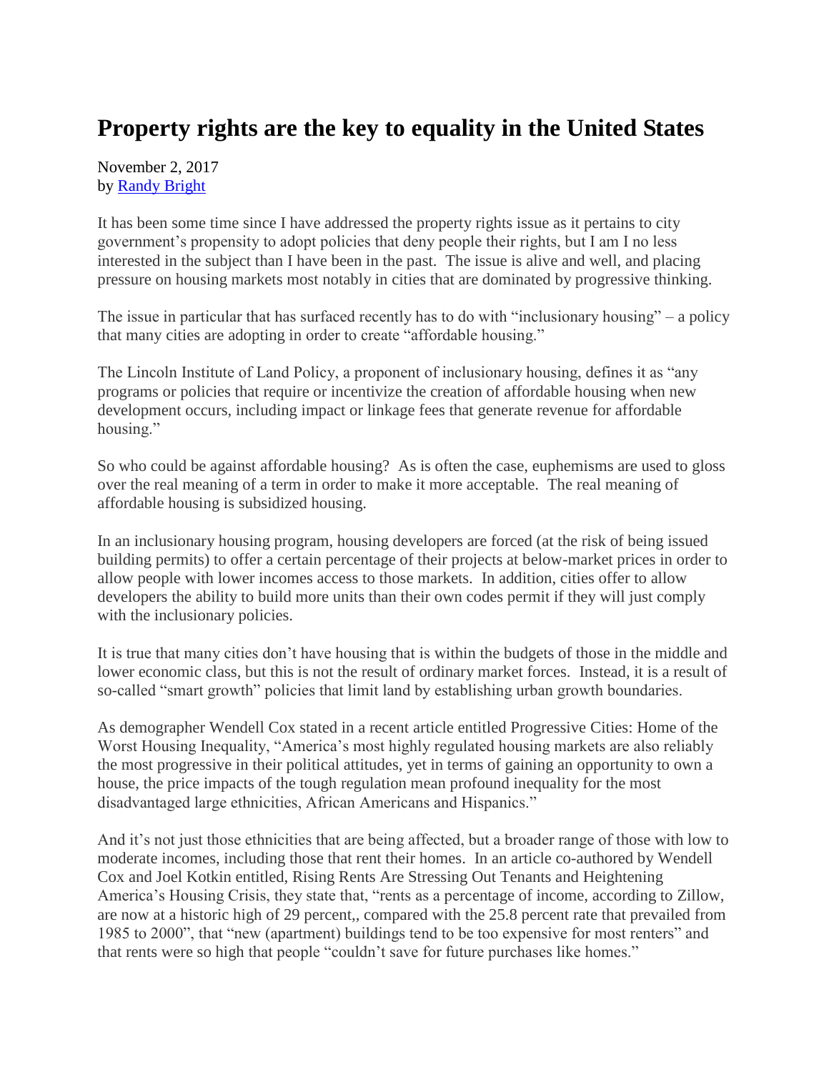# Property rights are the key to equality in the United States

November 2, 2017
by Randy Bright

It has been some time since I have addressed the property rights issue as it pertains to city government's propensity to adopt policies that deny people their rights, but I am I no less interested in the subject than I have been in the past. The issue is alive and well, and placing pressure on housing markets most notably in cities that are dominated by progressive thinking.

The issue in particular that has surfaced recently has to do with "inclusionary housing" – a policy that many cities are adopting in order to create "affordable housing."

The Lincoln Institute of Land Policy, a proponent of inclusionary housing, defines it as "any programs or policies that require or incentivize the creation of affordable housing when new development occurs, including impact or linkage fees that generate revenue for affordable housing."

So who could be against affordable housing? As is often the case, euphemisms are used to gloss over the real meaning of a term in order to make it more acceptable. The real meaning of affordable housing is subsidized housing.

In an inclusionary housing program, housing developers are forced (at the risk of being issued building permits) to offer a certain percentage of their projects at below-market prices in order to allow people with lower incomes access to those markets. In addition, cities offer to allow developers the ability to build more units than their own codes permit if they will just comply with the inclusionary policies.

It is true that many cities don't have housing that is within the budgets of those in the middle and lower economic class, but this is not the result of ordinary market forces. Instead, it is a result of so-called "smart growth" policies that limit land by establishing urban growth boundaries.

As demographer Wendell Cox stated in a recent article entitled Progressive Cities: Home of the Worst Housing Inequality, "America's most highly regulated housing markets are also reliably the most progressive in their political attitudes, yet in terms of gaining an opportunity to own a house, the price impacts of the tough regulation mean profound inequality for the most disadvantaged large ethnicities, African Americans and Hispanics."

And it's not just those ethnicities that are being affected, but a broader range of those with low to moderate incomes, including those that rent their homes. In an article co-authored by Wendell Cox and Joel Kotkin entitled, Rising Rents Are Stressing Out Tenants and Heightening America's Housing Crisis, they state that, "rents as a percentage of income, according to Zillow, are now at a historic high of 29 percent,, compared with the 25.8 percent rate that prevailed from 1985 to 2000", that "new (apartment) buildings tend to be too expensive for most renters" and that rents were so high that people "couldn't save for future purchases like homes."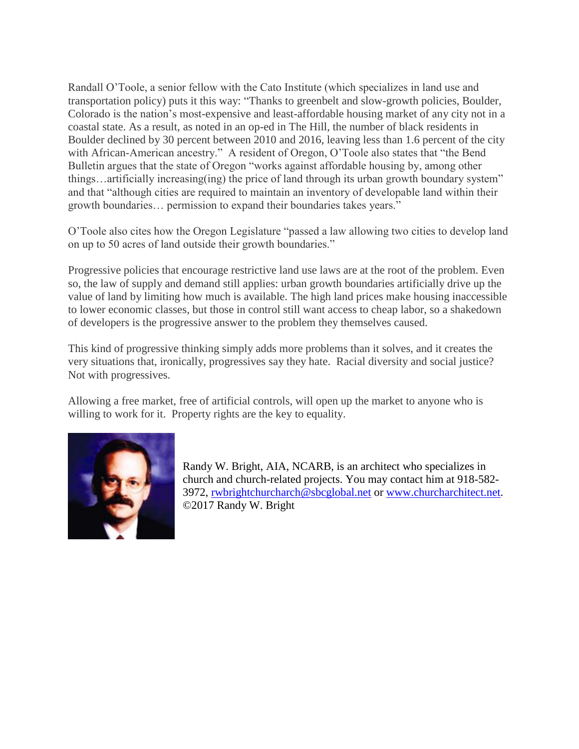Randall O'Toole, a senior fellow with the Cato Institute (which specializes in land use and transportation policy) puts it this way: "Thanks to greenbelt and slow-growth policies, Boulder, Colorado is the nation's most-expensive and least-affordable housing market of any city not in a coastal state. As a result, as noted in an op-ed in The Hill, the number of black residents in Boulder declined by 30 percent between 2010 and 2016, leaving less than 1.6 percent of the city with African-American ancestry." A resident of Oregon, O'Toole also states that "the Bend Bulletin argues that the state of Oregon "works against affordable housing by, among other things…artificially increasing(ing) the price of land through its urban growth boundary system" and that "although cities are required to maintain an inventory of developable land within their growth boundaries… permission to expand their boundaries takes years."

O'Toole also cites how the Oregon Legislature "passed a law allowing two cities to develop land on up to 50 acres of land outside their growth boundaries."

Progressive policies that encourage restrictive land use laws are at the root of the problem. Even so, the law of supply and demand still applies: urban growth boundaries artificially drive up the value of land by limiting how much is available. The high land prices make housing inaccessible to lower economic classes, but those in control still want access to cheap labor, so a shakedown of developers is the progressive answer to the problem they themselves caused.

This kind of progressive thinking simply adds more problems than it solves, and it creates the very situations that, ironically, progressives say they hate. Racial diversity and social justice? Not with progressives.

Allowing a free market, free of artificial controls, will open up the market to anyone who is willing to work for it. Property rights are the key to equality.

Randy W. Bright, AIA, NCARB, is an architect who specializes in church and church-related projects. You may contact him at 918-582-3972, rwbrightchurcharch@sbcglobal.net or www.churcharchitect.net. ©2017 Randy W. Bright